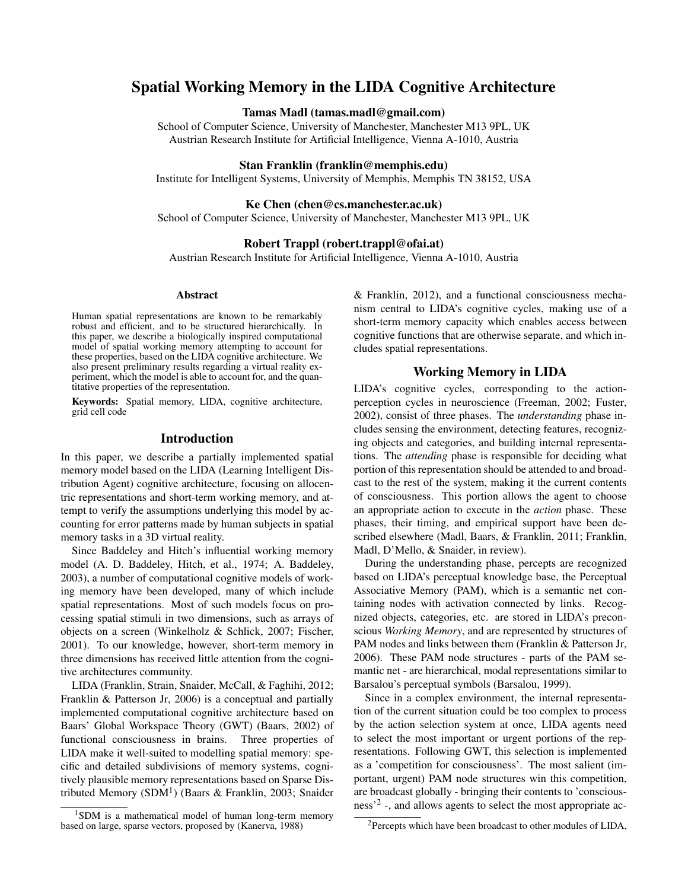# Spatial Working Memory in the LIDA Cognitive Architecture

**Tamas Madl (tamas.madl@gmail.com)**
School of Computer Science, University of Manchester, Manchester M13 9PL, UK
Austrian Research Institute for Artificial Intelligence, Vienna A-1010, Austria

**Stan Franklin (franklin@memphis.edu)**
Institute for Intelligent Systems, University of Memphis, Memphis TN 38152, USA

**Ke Chen (chen@cs.manchester.ac.uk)**
School of Computer Science, University of Manchester, Manchester M13 9PL, UK

**Robert Trappl (robert.trappl@ofai.at)**
Austrian Research Institute for Artificial Intelligence, Vienna A-1010, Austria

### Abstract

Human spatial representations are known to be remarkably robust and efficient, and to be structured hierarchically. In this paper, we describe a biologically inspired computational model of spatial working memory attempting to account for these properties, based on the LIDA cognitive architecture. We also present preliminary results regarding a virtual reality experiment, which the model is able to account for, and the quantitative properties of the representation.

**Keywords:** Spatial memory, LIDA, cognitive architecture, grid cell code

## Introduction

In this paper, we describe a partially implemented spatial memory model based on the LIDA (Learning Intelligent Distribution Agent) cognitive architecture, focusing on allocentric representations and short-term working memory, and attempt to verify the assumptions underlying this model by accounting for error patterns made by human subjects in spatial memory tasks in a 3D virtual reality.

Since Baddeley and Hitch's influential working memory model (A. D. Baddeley, Hitch, et al., 1974; A. Baddeley, 2003), a number of computational cognitive models of working memory have been developed, many of which include spatial representations. Most of such models focus on processing spatial stimuli in two dimensions, such as arrays of objects on a screen (Winkelholz & Schlick, 2007; Fischer, 2001). To our knowledge, however, short-term memory in three dimensions has received little attention from the cognitive architectures community.

LIDA (Franklin, Strain, Snaider, McCall, & Faghihi, 2012; Franklin & Patterson Jr, 2006) is a conceptual and partially implemented computational cognitive architecture based on Baars' Global Workspace Theory (GWT) (Baars, 2002) of functional consciousness in brains. Three properties of LIDA make it well-suited to modelling spatial memory: specific and detailed subdivisions of memory systems, cognitively plausible memory representations based on Sparse Distributed Memory (SDM[1]) (Baars & Franklin, 2003; Snaider & Franklin, 2012), and a functional consciousness mechanism central to LIDA's cognitive cycles, making use of a short-term memory capacity which enables access between cognitive functions that are otherwise separate, and which includes spatial representations.

[1]SDM is a mathematical model of human long-term memory based on large, sparse vectors, proposed by (Kanerva, 1988)

## Working Memory in LIDA

LIDA's cognitive cycles, corresponding to the action-perception cycles in neuroscience (Freeman, 2002; Fuster, 2002), consist of three phases. The *understanding* phase includes sensing the environment, detecting features, recognizing objects and categories, and building internal representations. The *attending* phase is responsible for deciding what portion of this representation should be attended to and broadcast to the rest of the system, making it the current contents of consciousness. This portion allows the agent to choose an appropriate action to execute in the *action* phase. These phases, their timing, and empirical support have been described elsewhere (Madl, Baars, & Franklin, 2011; Franklin, Madl, D'Mello, & Snaider, in review).

During the understanding phase, percepts are recognized based on LIDA's perceptual knowledge base, the Perceptual Associative Memory (PAM), which is a semantic net containing nodes with activation connected by links. Recognized objects, categories, etc. are stored in LIDA's preconscious *Working Memory*, and are represented by structures of PAM nodes and links between them (Franklin & Patterson Jr, 2006). These PAM node structures - parts of the PAM semantic net - are hierarchical, modal representations similar to Barsalou's perceptual symbols (Barsalou, 1999).

Since in a complex environment, the internal representation of the current situation could be too complex to process by the action selection system at once, LIDA agents need to select the most important or urgent portions of the representations. Following GWT, this selection is implemented as a 'competition for consciousness'. The most salient (important, urgent) PAM node structures win this competition, are broadcast globally - bringing their contents to 'consciousness'[2] -, and allows agents to select the most appropriate ac-

[2]Percepts which have been broadcast to other modules of LIDA,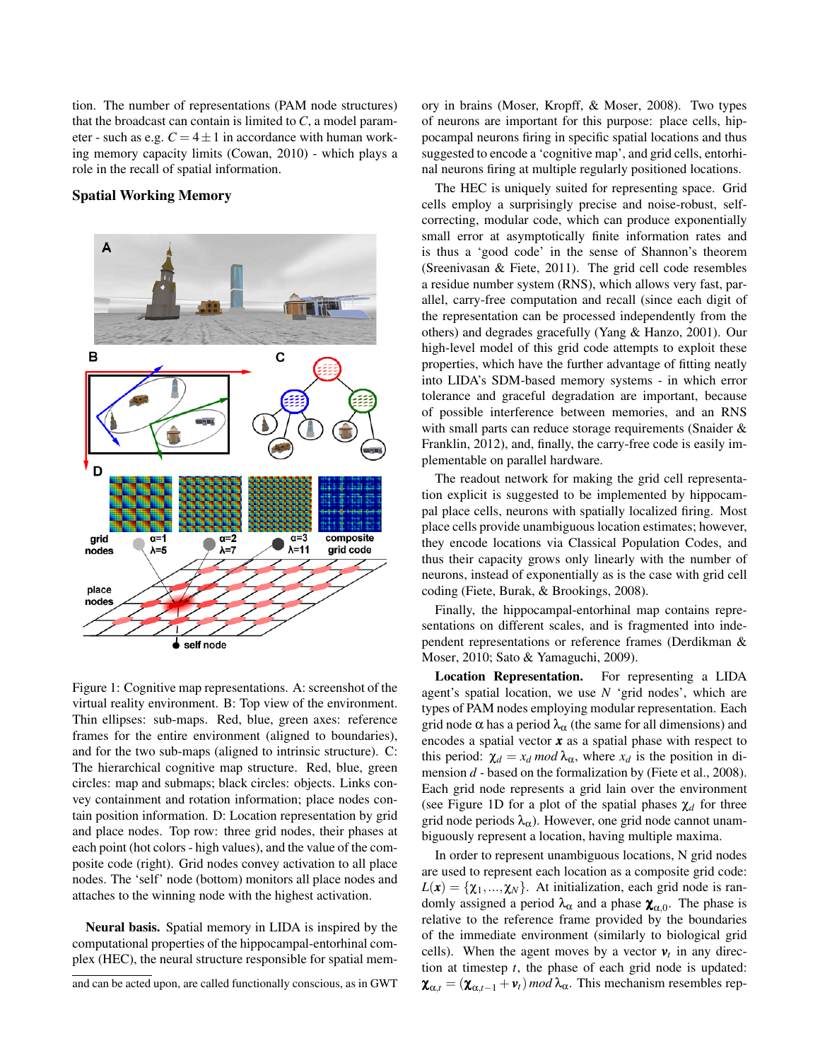tion. The number of representations (PAM node structures) that the broadcast can contain is limited to $C$, a model parameter - such as e.g. $C = 4 \pm 1$ in accordance with human working memory capacity limits (Cowan, 2010) - which plays a role in the recall of spatial information.

## Spatial Working Memory

Figure 1: Cognitive map representations. A: screenshot of the virtual reality environment. B: Top view of the environment. Thin ellipses: sub-maps. Red, blue, green axes: reference frames for the entire environment (aligned to boundaries), and for the two sub-maps (aligned to intrinsic structure). C: The hierarchical cognitive map structure. Red, blue, green circles: map and submaps; black circles: objects. Links convey containment and rotation information; place nodes contain position information. D: Location representation by grid and place nodes. Top row: three grid nodes, their phases at each point (hot colors - high values), and the value of the composite code (right). Grid nodes convey activation to all place nodes. The 'self' node (bottom) monitors all place nodes and attaches to the winning node with the highest activation.

**Neural basis.** Spatial memory in LIDA is inspired by the computational properties of the hippocampal-entorhinal complex (HEC), the neural structure responsible for spatial memory in brains (Moser, Kropff, & Moser, 2008). Two types of neurons are important for this purpose: place cells, hippocampal neurons firing in specific spatial locations and thus suggested to encode a 'cognitive map', and grid cells, entorhinal neurons firing at multiple regularly positioned locations.

The HEC is uniquely suited for representing space. Grid cells employ a surprisingly precise and noise-robust, self-correcting, modular code, which can produce exponentially small error at asymptotically finite information rates and is thus a 'good code' in the sense of Shannon's theorem (Sreenivasan & Fiete, 2011). The grid cell code resembles a residue number system (RNS), which allows very fast, parallel, carry-free computation and recall (since each digit of the representation can be processed independently from the others) and degrades gracefully (Yang & Hanzo, 2001). Our high-level model of this grid code attempts to exploit these properties, which have the further advantage of fitting neatly into LIDA's SDM-based memory systems - in which error tolerance and graceful degradation are important, because of possible interference between memories, and an RNS with small parts can reduce storage requirements (Snaider & Franklin, 2012), and, finally, the carry-free code is easily implementable on parallel hardware.

The readout network for making the grid cell representation explicit is suggested to be implemented by hippocampal place cells, neurons with spatially localized firing. Most place cells provide unambiguous location estimates; however, they encode locations via Classical Population Codes, and thus their capacity grows only linearly with the number of neurons, instead of exponentially as is the case with grid cell coding (Fiete, Burak, & Brookings, 2008).

Finally, the hippocampal-entorhinal map contains representations on different scales, and is fragmented into independent representations or reference frames (Derdikman & Moser, 2010; Sato & Yamaguchi, 2009).

**Location Representation.** For representing a LIDA agent's spatial location, we use $N$ 'grid nodes', which are types of PAM nodes employing modular representation. Each grid node $\alpha$ has a period $\lambda_\alpha$ (the same for all dimensions) and encodes a spatial vector $\boldsymbol{x}$ as a spatial phase with respect to this period: $\chi_d = x_d \, mod \, \lambda_\alpha$, where $x_d$ is the position in dimension $d$ - based on the formalization by (Fiete et al., 2008). Each grid node represents a grid lain over the environment (see Figure 1D for a plot of the spatial phases $\chi_d$ for three grid node periods $\lambda_\alpha$). However, one grid node cannot unambiguously represent a location, having multiple maxima.

In order to represent unambiguous locations, N grid nodes are used to represent each location as a composite grid code: $L(\boldsymbol{x}) = \{\chi_1, ..., \chi_N\}$. At initialization, each grid node is randomly assigned a period $\lambda_\alpha$ and a phase $\boldsymbol{\chi}_{\alpha,0}$. The phase is relative to the reference frame provided by the boundaries of the immediate environment (similarly to biological grid cells). When the agent moves by a vector $\boldsymbol{v}_t$ in any direction at timestep $t$, the phase of each grid node is updated: $\boldsymbol{\chi}_{\alpha,t} = (\boldsymbol{\chi}_{\alpha,t-1} + \boldsymbol{v}_t) \, mod \, \lambda_\alpha$. This mechanism resembles rep-

and can be acted upon, are called functionally conscious, as in GWT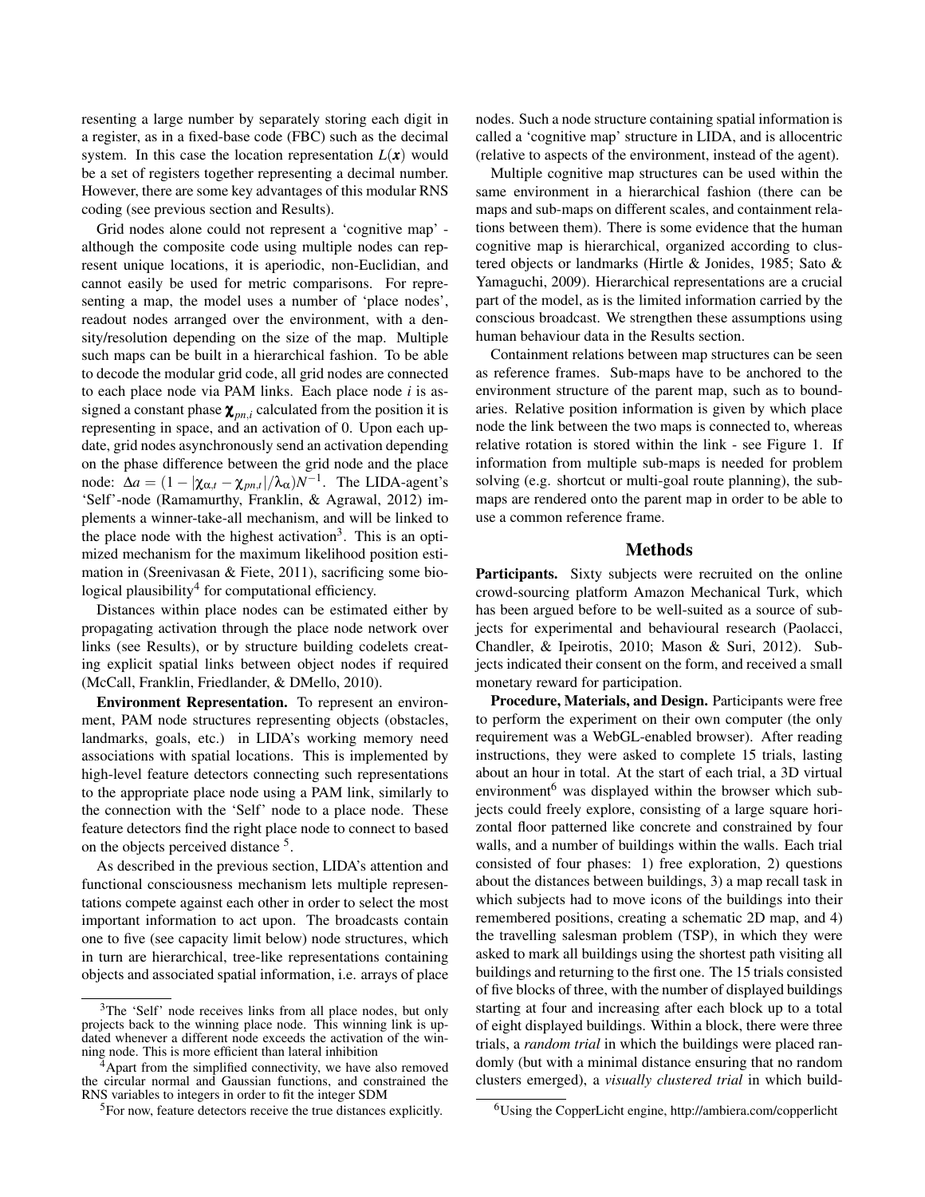resenting a large number by separately storing each digit in a register, as in a fixed-base code (FBC) such as the decimal system. In this case the location representation $L(\boldsymbol{x})$ would be a set of registers together representing a decimal number. However, there are some key advantages of this modular RNS coding (see previous section and Results).

Grid nodes alone could not represent a 'cognitive map' - although the composite code using multiple nodes can represent unique locations, it is aperiodic, non-Euclidian, and cannot easily be used for metric comparisons. For representing a map, the model uses a number of 'place nodes', readout nodes arranged over the environment, with a density/resolution depending on the size of the map. Multiple such maps can be built in a hierarchical fashion. To be able to decode the modular grid code, all grid nodes are connected to each place node via PAM links. Each place node $i$ is assigned a constant phase $\boldsymbol{\chi}_{pn,i}$ calculated from the position it is representing in space, and an activation of 0. Upon each update, grid nodes asynchronously send an activation depending on the phase difference between the grid node and the place node: $\Delta a = (1 - |\chi_{\alpha,t} - \chi_{pn,t}|/\lambda_\alpha)N^{-1}$. The LIDA-agent's 'Self'-node (Ramamurthy, Franklin, & Agrawal, 2012) implements a winner-take-all mechanism, and will be linked to the place node with the highest activation[3]. This is an optimized mechanism for the maximum likelihood position estimation in (Sreenivasan & Fiete, 2011), sacrificing some biological plausibility[4] for computational efficiency.

Distances within place nodes can be estimated either by propagating activation through the place node network over links (see Results), or by structure building codelets creating explicit spatial links between object nodes if required (McCall, Franklin, Friedlander, & DMello, 2010).

**Environment Representation.** To represent an environment, PAM node structures representing objects (obstacles, landmarks, goals, etc.) in LIDA's working memory need associations with spatial locations. This is implemented by high-level feature detectors connecting such representations to the appropriate place node using a PAM link, similarly to the connection with the 'Self' node to a place node. These feature detectors find the right place node to connect to based on the objects perceived distance [5].

As described in the previous section, LIDA's attention and functional consciousness mechanism lets multiple representations compete against each other in order to select the most important information to act upon. The broadcasts contain one to five (see capacity limit below) node structures, which in turn are hierarchical, tree-like representations containing objects and associated spatial information, i.e. arrays of place nodes. Such a node structure containing spatial information is called a 'cognitive map' structure in LIDA, and is allocentric (relative to aspects of the environment, instead of the agent).

Multiple cognitive map structures can be used within the same environment in a hierarchical fashion (there can be maps and sub-maps on different scales, and containment relations between them). There is some evidence that the human cognitive map is hierarchical, organized according to clustered objects or landmarks (Hirtle & Jonides, 1985; Sato & Yamaguchi, 2009). Hierarchical representations are a crucial part of the model, as is the limited information carried by the conscious broadcast. We strengthen these assumptions using human behaviour data in the Results section.

Containment relations between map structures can be seen as reference frames. Sub-maps have to be anchored to the environment structure of the parent map, such as to boundaries. Relative position information is given by which place node the link between the two maps is connected to, whereas relative rotation is stored within the link - see Figure 1. If information from multiple sub-maps is needed for problem solving (e.g. shortcut or multi-goal route planning), the sub-maps are rendered onto the parent map in order to be able to use a common reference frame.

## Methods

**Participants.** Sixty subjects were recruited on the online crowd-sourcing platform Amazon Mechanical Turk, which has been argued before to be well-suited as a source of subjects for experimental and behavioural research (Paolacci, Chandler, & Ipeirotis, 2010; Mason & Suri, 2012). Subjects indicated their consent on the form, and received a small monetary reward for participation.

**Procedure, Materials, and Design.** Participants were free to perform the experiment on their own computer (the only requirement was a WebGL-enabled browser). After reading instructions, they were asked to complete 15 trials, lasting about an hour in total. At the start of each trial, a 3D virtual environment[6] was displayed within the browser which subjects could freely explore, consisting of a large square horizontal floor patterned like concrete and constrained by four walls, and a number of buildings within the walls. Each trial consisted of four phases: 1) free exploration, 2) questions about the distances between buildings, 3) a map recall task in which subjects had to move icons of the buildings into their remembered positions, creating a schematic 2D map, and 4) the travelling salesman problem (TSP), in which they were asked to mark all buildings using the shortest path visiting all buildings and returning to the first one. The 15 trials consisted of five blocks of three, with the number of displayed buildings starting at four and increasing after each block up to a total of eight displayed buildings. Within a block, there were three trials, a *random trial* in which the buildings were placed randomly (but with a minimal distance ensuring that no random clusters emerged), a *visually clustered trial* in which build-

---

[3] The 'Self' node receives links from all place nodes, but only projects back to the winning place node. This winning link is updated whenever a different node exceeds the activation of the winning node. This is more efficient than lateral inhibition

[4] Apart from the simplified connectivity, we have also removed the circular normal and Gaussian functions, and constrained the RNS variables to integers in order to fit the integer SDM

[5] For now, feature detectors receive the true distances explicitly.

[6] Using the CopperLicht engine, http://ambiera.com/copperlicht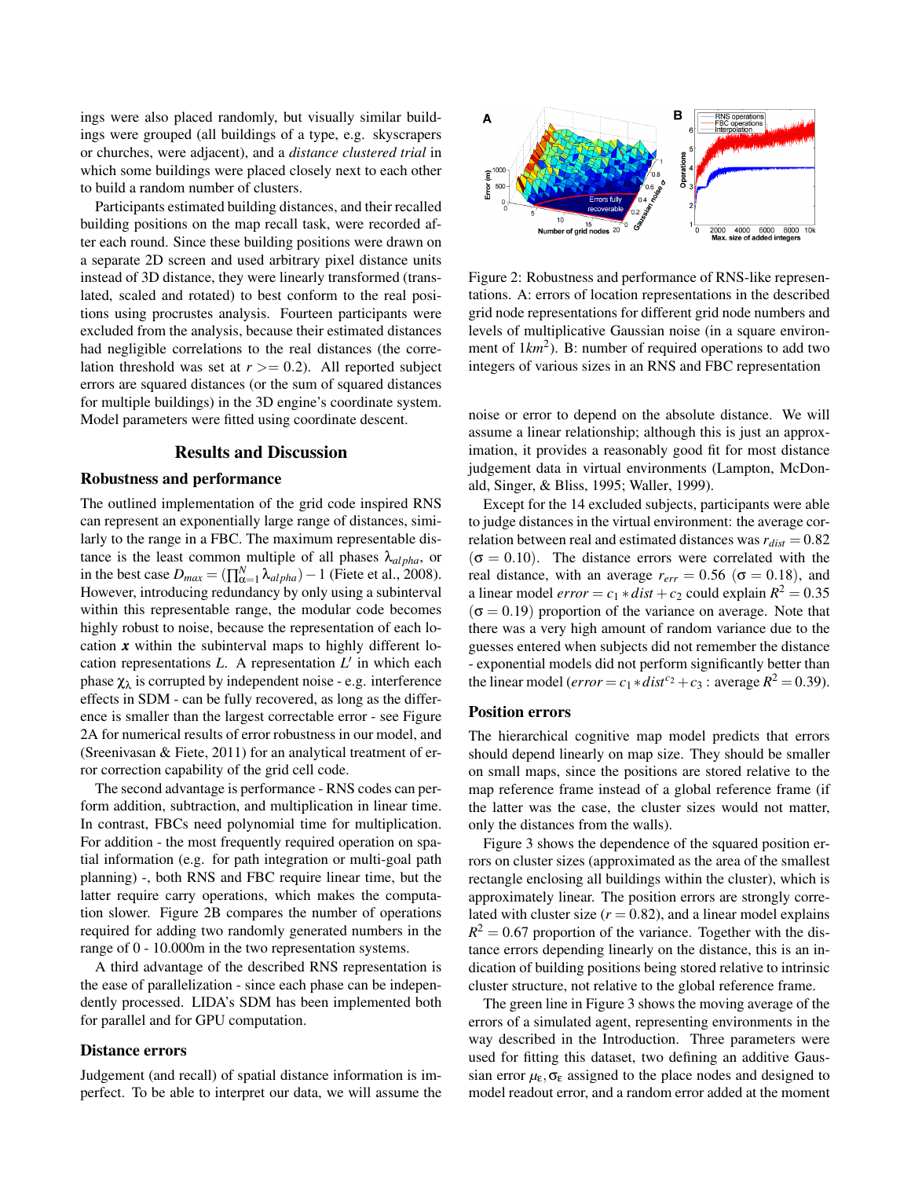ings were also placed randomly, but visually similar buildings were grouped (all buildings of a type, e.g. skyscrapers or churches, were adjacent), and a *distance clustered trial* in which some buildings were placed closely next to each other to build a random number of clusters.

Participants estimated building distances, and their recalled building positions on the map recall task, were recorded after each round. Since these building positions were drawn on a separate 2D screen and used arbitrary pixel distance units instead of 3D distance, they were linearly transformed (translated, scaled and rotated) to best conform to the real positions using procrustes analysis. Fourteen participants were excluded from the analysis, because their estimated distances had negligible correlations to the real distances (the correlation threshold was set at $r >= 0.2$). All reported subject errors are squared distances (or the sum of squared distances for multiple buildings) in the 3D engine's coordinate system. Model parameters were fitted using coordinate descent.

## Results and Discussion

### Robustness and performance

The outlined implementation of the grid code inspired RNS can represent an exponentially large range of distances, similarly to the range in a FBC. The maximum representable distance is the least common multiple of all phases $\lambda_{alpha}$, or in the best case $D_{max} = (\prod_{\alpha=1}^{N} \lambda_{alpha}) - 1$ (Fiete et al., 2008). However, introducing redundancy by only using a subinterval within this representable range, the modular code becomes highly robust to noise, because the representation of each location $\boldsymbol{x}$ within the subinterval maps to highly different location representations $L$. A representation $L'$ in which each phase $\chi_\lambda$ is corrupted by independent noise - e.g. interference effects in SDM - can be fully recovered, as long as the difference is smaller than the largest correctable error - see Figure 2A for numerical results of error robustness in our model, and (Sreenivasan & Fiete, 2011) for an analytical treatment of error correction capability of the grid cell code.

The second advantage is performance - RNS codes can perform addition, subtraction, and multiplication in linear time. In contrast, FBCs need polynomial time for multiplication. For addition - the most frequently required operation on spatial information (e.g. for path integration or multi-goal path planning) -, both RNS and FBC require linear time, but the latter require carry operations, which makes the computation slower. Figure 2B compares the number of operations required for adding two randomly generated numbers in the range of 0 - 10.000m in the two representation systems.

A third advantage of the described RNS representation is the ease of parallelization - since each phase can be independently processed. LIDA's SDM has been implemented both for parallel and for GPU computation.

### Distance errors

Judgement (and recall) of spatial distance information is imperfect. To be able to interpret our data, we will assume the noise or error to depend on the absolute distance. We will assume a linear relationship; although this is just an approximation, it provides a reasonably good fit for most distance judgement data in virtual environments (Lampton, McDonald, Singer, & Bliss, 1995; Waller, 1999).

Figure 2: Robustness and performance of RNS-like representations. A: errors of location representations in the described grid node representations for different grid node numbers and levels of multiplicative Gaussian noise (in a square environment of $1km^2$). B: number of required operations to add two integers of various sizes in an RNS and FBC representation

Except for the 14 excluded subjects, participants were able to judge distances in the virtual environment: the average correlation between real and estimated distances was $r_{dist} = 0.82$ ($\sigma = 0.10$). The distance errors were correlated with the real distance, with an average $r_{err} = 0.56$ ($\sigma = 0.18$), and a linear model $error = c_1 * dist + c_2$ could explain $R^2 = 0.35$ ($\sigma = 0.19$) proportion of the variance on average. Note that there was a very high amount of random variance due to the guesses entered when subjects did not remember the distance - exponential models did not perform significantly better than the linear model ($error = c_1 * dist^{c_2} + c_3$ : average $R^2 = 0.39$).

### Position errors

The hierarchical cognitive map model predicts that errors should depend linearly on map size. They should be smaller on small maps, since the positions are stored relative to the map reference frame instead of a global reference frame (if the latter was the case, the cluster sizes would not matter, only the distances from the walls).

Figure 3 shows the dependence of the squared position errors on cluster sizes (approximated as the area of the smallest rectangle enclosing all buildings within the cluster), which is approximately linear. The position errors are strongly correlated with cluster size ($r = 0.82$), and a linear model explains $R^2 = 0.67$ proportion of the variance. Together with the distance errors depending linearly on the distance, this is an indication of building positions being stored relative to intrinsic cluster structure, not relative to the global reference frame.

The green line in Figure 3 shows the moving average of the errors of a simulated agent, representing environments in the way described in the Introduction. Three parameters were used for fitting this dataset, two defining an additive Gaussian error $\mu_\varepsilon, \sigma_\varepsilon$ assigned to the place nodes and designed to model readout error, and a random error added at the moment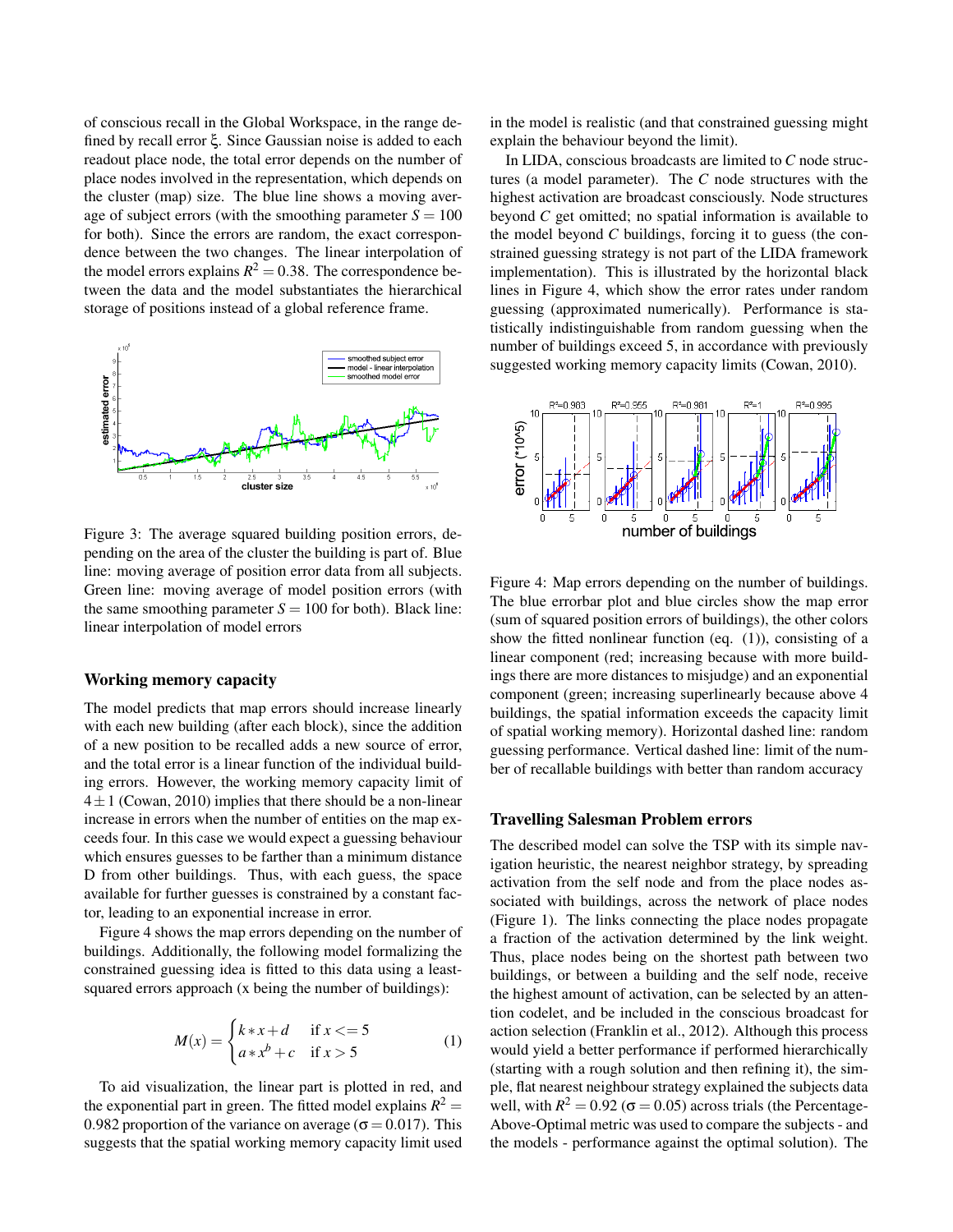of conscious recall in the Global Workspace, in the range defined by recall error ξ. Since Gaussian noise is added to each readout place node, the total error depends on the number of place nodes involved in the representation, which depends on the cluster (map) size. The blue line shows a moving average of subject errors (with the smoothing parameter $S = 100$ for both). Since the errors are random, the exact correspondence between the two changes. The linear interpolation of the model errors explains $R^2 = 0.38$. The correspondence between the data and the model substantiates the hierarchical storage of positions instead of a global reference frame.

Figure 3: The average squared building position errors, depending on the area of the cluster the building is part of. Blue line: moving average of position error data from all subjects. Green line: moving average of model position errors (with the same smoothing parameter $S = 100$ for both). Black line: linear interpolation of model errors

### Working memory capacity

The model predicts that map errors should increase linearly with each new building (after each block), since the addition of a new position to be recalled adds a new source of error, and the total error is a linear function of the individual building errors. However, the working memory capacity limit of $4 \pm 1$ (Cowan, 2010) implies that there should be a non-linear increase in errors when the number of entities on the map exceeds four. In this case we would expect a guessing behaviour which ensures guesses to be farther than a minimum distance D from other buildings. Thus, with each guess, the space available for further guesses is constrained by a constant factor, leading to an exponential increase in error.

Figure 4 shows the map errors depending on the number of buildings. Additionally, the following model formalizing the constrained guessing idea is fitted to this data using a least-squared errors approach (x being the number of buildings):

$$M(x) = \begin{cases} k * x + d & \text{if } x <= 5 \\ a * x^b + c & \text{if } x > 5 \end{cases} \tag{1}$$

To aid visualization, the linear part is plotted in red, and the exponential part in green. The fitted model explains $R^2 = 0.982$ proportion of the variance on average ($\sigma = 0.017$). This suggests that the spatial working memory capacity limit used in the model is realistic (and that constrained guessing might explain the behaviour beyond the limit).

In LIDA, conscious broadcasts are limited to $C$ node structures (a model parameter). The $C$ node structures with the highest activation are broadcast consciously. Node structures beyond $C$ get omitted; no spatial information is available to the model beyond $C$ buildings, forcing it to guess (the constrained guessing strategy is not part of the LIDA framework implementation). This is illustrated by the horizontal black lines in Figure 4, which show the error rates under random guessing (approximated numerically). Performance is statistically indistinguishable from random guessing when the number of buildings exceed 5, in accordance with previously suggested working memory capacity limits (Cowan, 2010).

Figure 4: Map errors depending on the number of buildings. The blue errorbar plot and blue circles show the map error (sum of squared position errors of buildings), the other colors show the fitted nonlinear function (eq. (1)), consisting of a linear component (red; increasing because with more buildings there are more distances to misjudge) and an exponential component (green; increasing superlinearly because above 4 buildings, the spatial information exceeds the capacity limit of spatial working memory). Horizontal dashed line: random guessing performance. Vertical dashed line: limit of the number of recallable buildings with better than random accuracy

### Travelling Salesman Problem errors

The described model can solve the TSP with its simple navigation heuristic, the nearest neighbor strategy, by spreading activation from the self node and from the place nodes associated with buildings, across the network of place nodes (Figure 1). The links connecting the place nodes propagate a fraction of the activation determined by the link weight. Thus, place nodes being on the shortest path between two buildings, or between a building and the self node, receive the highest amount of activation, can be selected by an attention codelet, and be included in the conscious broadcast for action selection (Franklin et al., 2012). Although this process would yield a better performance if performed hierarchically (starting with a rough solution and then refining it), the simple, flat nearest neighbour strategy explained the subjects data well, with $R^2 = 0.92$ ($\sigma = 0.05$) across trials (the Percentage-Above-Optimal metric was used to compare the subjects - and the models - performance against the optimal solution). The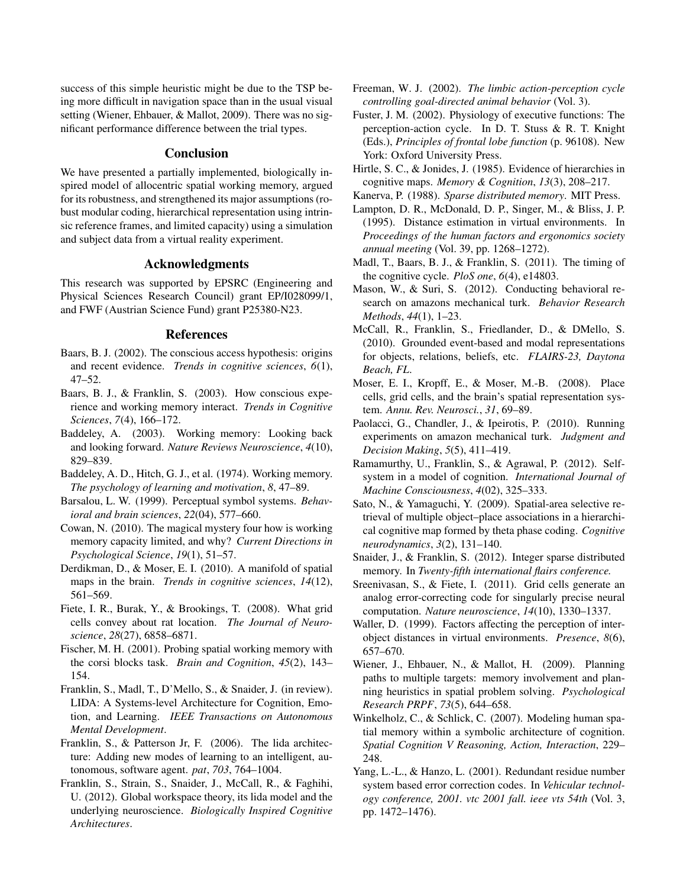success of this simple heuristic might be due to the TSP being more difficult in navigation space than in the usual visual setting (Wiener, Ehbauer, & Mallot, 2009). There was no significant performance difference between the trial types.

## Conclusion

We have presented a partially implemented, biologically inspired model of allocentric spatial working memory, argued for its robustness, and strengthened its major assumptions (robust modular coding, hierarchical representation using intrinsic reference frames, and limited capacity) using a simulation and subject data from a virtual reality experiment.

## Acknowledgments

This research was supported by EPSRC (Engineering and Physical Sciences Research Council) grant EP/I028099/1, and FWF (Austrian Science Fund) grant P25380-N23.

## References

Baars, B. J. (2002). The conscious access hypothesis: origins and recent evidence. *Trends in cognitive sciences*, *6*(1), 47–52.

Baars, B. J., & Franklin, S. (2003). How conscious experience and working memory interact. *Trends in Cognitive Sciences*, *7*(4), 166–172.

Baddeley, A. (2003). Working memory: Looking back and looking forward. *Nature Reviews Neuroscience*, *4*(10), 829–839.

Baddeley, A. D., Hitch, G. J., et al. (1974). Working memory. *The psychology of learning and motivation*, *8*, 47–89.

Barsalou, L. W. (1999). Perceptual symbol systems. *Behavioral and brain sciences*, *22*(04), 577–660.

Cowan, N. (2010). The magical mystery four how is working memory capacity limited, and why? *Current Directions in Psychological Science*, *19*(1), 51–57.

Derdikman, D., & Moser, E. I. (2010). A manifold of spatial maps in the brain. *Trends in cognitive sciences*, *14*(12), 561–569.

Fiete, I. R., Burak, Y., & Brookings, T. (2008). What grid cells convey about rat location. *The Journal of Neuroscience*, *28*(27), 6858–6871.

Fischer, M. H. (2001). Probing spatial working memory with the corsi blocks task. *Brain and Cognition*, *45*(2), 143–154.

Franklin, S., Madl, T., D'Mello, S., & Snaider, J. (in review). LIDA: A Systems-level Architecture for Cognition, Emotion, and Learning. *IEEE Transactions on Autonomous Mental Development*.

Franklin, S., & Patterson Jr, F. (2006). The lida architecture: Adding new modes of learning to an intelligent, autonomous, software agent. *pat*, *703*, 764–1004.

Franklin, S., Strain, S., Snaider, J., McCall, R., & Faghihi, U. (2012). Global workspace theory, its lida model and the underlying neuroscience. *Biologically Inspired Cognitive Architectures*.

Freeman, W. J. (2002). *The limbic action-perception cycle controlling goal-directed animal behavior* (Vol. 3).

Fuster, J. M. (2002). Physiology of executive functions: The perception-action cycle. In D. T. Stuss & R. T. Knight (Eds.), *Principles of frontal lobe function* (p. 96108). New York: Oxford University Press.

Hirtle, S. C., & Jonides, J. (1985). Evidence of hierarchies in cognitive maps. *Memory & Cognition*, *13*(3), 208–217.

Kanerva, P. (1988). *Sparse distributed memory*. MIT Press.

Lampton, D. R., McDonald, D. P., Singer, M., & Bliss, J. P. (1995). Distance estimation in virtual environments. In *Proceedings of the human factors and ergonomics society annual meeting* (Vol. 39, pp. 1268–1272).

Madl, T., Baars, B. J., & Franklin, S. (2011). The timing of the cognitive cycle. *PloS one*, *6*(4), e14803.

Mason, W., & Suri, S. (2012). Conducting behavioral research on amazons mechanical turk. *Behavior Research Methods*, *44*(1), 1–23.

McCall, R., Franklin, S., Friedlander, D., & DMello, S. (2010). Grounded event-based and modal representations for objects, relations, beliefs, etc. *FLAIRS-23, Daytona Beach, FL*.

Moser, E. I., Kropff, E., & Moser, M.-B. (2008). Place cells, grid cells, and the brain's spatial representation system. *Annu. Rev. Neurosci.*, *31*, 69–89.

Paolacci, G., Chandler, J., & Ipeirotis, P. (2010). Running experiments on amazon mechanical turk. *Judgment and Decision Making*, *5*(5), 411–419.

Ramamurthy, U., Franklin, S., & Agrawal, P. (2012). Self-system in a model of cognition. *International Journal of Machine Consciousness*, *4*(02), 325–333.

Sato, N., & Yamaguchi, Y. (2009). Spatial-area selective retrieval of multiple object–place associations in a hierarchical cognitive map formed by theta phase coding. *Cognitive neurodynamics*, *3*(2), 131–140.

Snaider, J., & Franklin, S. (2012). Integer sparse distributed memory. In *Twenty-fifth international flairs conference.*

Sreenivasan, S., & Fiete, I. (2011). Grid cells generate an analog error-correcting code for singularly precise neural computation. *Nature neuroscience*, *14*(10), 1330–1337.

Waller, D. (1999). Factors affecting the perception of interobject distances in virtual environments. *Presence*, *8*(6), 657–670.

Wiener, J., Ehbauer, N., & Mallot, H. (2009). Planning paths to multiple targets: memory involvement and planning heuristics in spatial problem solving. *Psychological Research PRPF*, *73*(5), 644–658.

Winkelholz, C., & Schlick, C. (2007). Modeling human spatial memory within a symbolic architecture of cognition. *Spatial Cognition V Reasoning, Action, Interaction*, 229–248.

Yang, L.-L., & Hanzo, L. (2001). Redundant residue number system based error correction codes. In *Vehicular technology conference, 2001. vtc 2001 fall. ieee vts 54th* (Vol. 3, pp. 1472–1476).